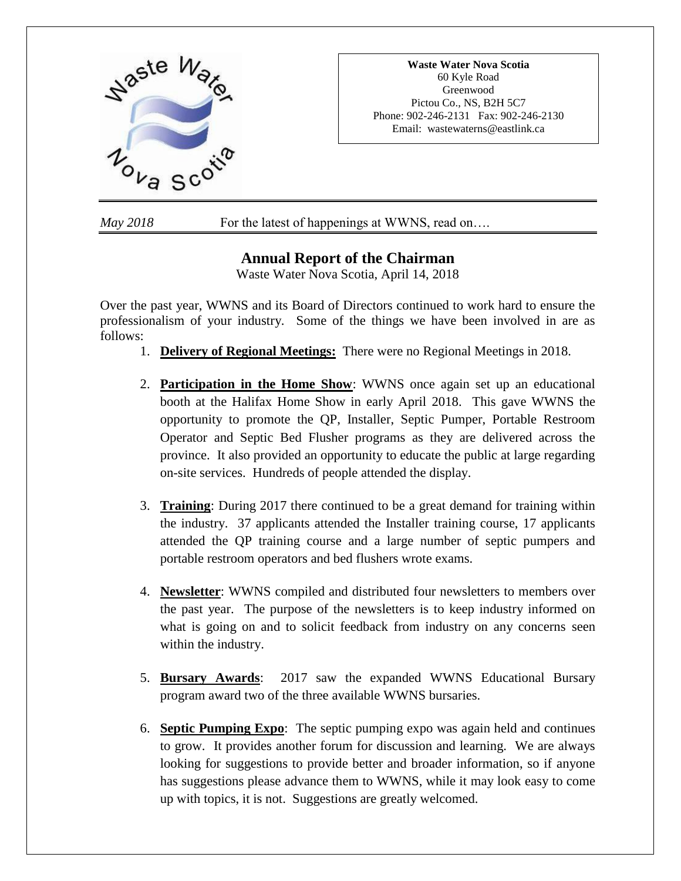**Waste Water Nova Scotia**
60 Kyle Road
Greenwood
Pictou Co., NS, B2H 5C7
Phone: 902-246-2131 Fax: 902-246-2130
Email: wastewaterns@eastlink.ca

*May 2018* For the latest of happenings at WWNS, read on….

# Annual Report of the Chairman

Waste Water Nova Scotia, April 14, 2018

Over the past year, WWNS and its Board of Directors continued to work hard to ensure the professionalism of your industry. Some of the things we have been involved in are as follows:

1. **Delivery of Regional Meetings:** There were no Regional Meetings in 2018.

2. **Participation in the Home Show**: WWNS once again set up an educational booth at the Halifax Home Show in early April 2018. This gave WWNS the opportunity to promote the QP, Installer, Septic Pumper, Portable Restroom Operator and Septic Bed Flusher programs as they are delivered across the province. It also provided an opportunity to educate the public at large regarding on-site services. Hundreds of people attended the display.

3. **Training**: During 2017 there continued to be a great demand for training within the industry. 37 applicants attended the Installer training course, 17 applicants attended the QP training course and a large number of septic pumpers and portable restroom operators and bed flushers wrote exams.

4. **Newsletter**: WWNS compiled and distributed four newsletters to members over the past year. The purpose of the newsletters is to keep industry informed on what is going on and to solicit feedback from industry on any concerns seen within the industry.

5. **Bursary Awards**: 2017 saw the expanded WWNS Educational Bursary program award two of the three available WWNS bursaries.

6. **Septic Pumping Expo**: The septic pumping expo was again held and continues to grow. It provides another forum for discussion and learning. We are always looking for suggestions to provide better and broader information, so if anyone has suggestions please advance them to WWNS, while it may look easy to come up with topics, it is not. Suggestions are greatly welcomed.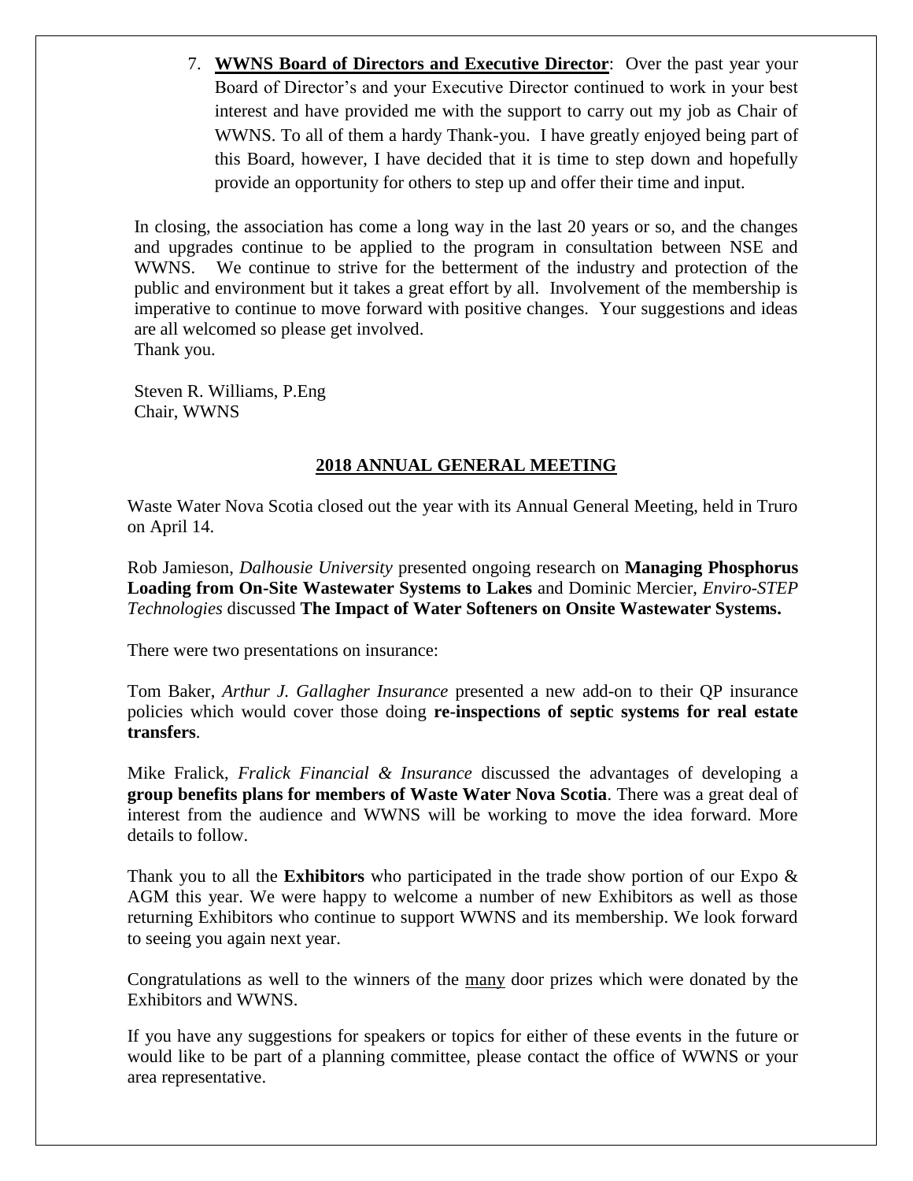7. **WWNS Board of Directors and Executive Director**: Over the past year your Board of Director's and your Executive Director continued to work in your best interest and have provided me with the support to carry out my job as Chair of WWNS. To all of them a hardy Thank-you. I have greatly enjoyed being part of this Board, however, I have decided that it is time to step down and hopefully provide an opportunity for others to step up and offer their time and input.

In closing, the association has come a long way in the last 20 years or so, and the changes and upgrades continue to be applied to the program in consultation between NSE and WWNS. We continue to strive for the betterment of the industry and protection of the public and environment but it takes a great effort by all. Involvement of the membership is imperative to continue to move forward with positive changes. Your suggestions and ideas are all welcomed so please get involved.
Thank you.

Steven R. Williams, P.Eng
Chair, WWNS

## 2018 ANNUAL GENERAL MEETING

Waste Water Nova Scotia closed out the year with its Annual General Meeting, held in Truro on April 14.

Rob Jamieson, *Dalhousie University* presented ongoing research on **Managing Phosphorus Loading from On-Site Wastewater Systems to Lakes** and Dominic Mercier, *Enviro-STEP Technologies* discussed **The Impact of Water Softeners on Onsite Wastewater Systems.**

There were two presentations on insurance:

Tom Baker, *Arthur J. Gallagher Insurance* presented a new add-on to their QP insurance policies which would cover those doing **re-inspections of septic systems for real estate transfers**.

Mike Fralick, *Fralick Financial & Insurance* discussed the advantages of developing a **group benefits plans for members of Waste Water Nova Scotia**. There was a great deal of interest from the audience and WWNS will be working to move the idea forward. More details to follow.

Thank you to all the **Exhibitors** who participated in the trade show portion of our Expo & AGM this year. We were happy to welcome a number of new Exhibitors as well as those returning Exhibitors who continue to support WWNS and its membership. We look forward to seeing you again next year.

Congratulations as well to the winners of the many door prizes which were donated by the Exhibitors and WWNS.

If you have any suggestions for speakers or topics for either of these events in the future or would like to be part of a planning committee, please contact the office of WWNS or your area representative.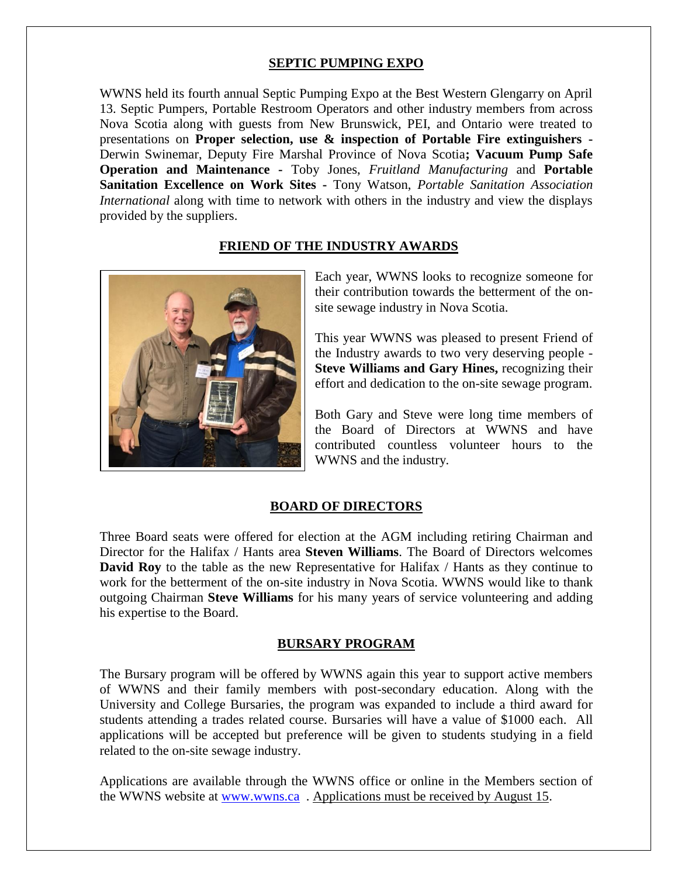## SEPTIC PUMPING EXPO

WWNS held its fourth annual Septic Pumping Expo at the Best Western Glengarry on April 13. Septic Pumpers, Portable Restroom Operators and other industry members from across Nova Scotia along with guests from New Brunswick, PEI, and Ontario were treated to presentations on **Proper selection, use & inspection of Portable Fire extinguishers -** Derwin Swinemar, Deputy Fire Marshal Province of Nova Scotia**; Vacuum Pump Safe Operation and Maintenance -** Toby Jones, *Fruitland Manufacturing* and **Portable Sanitation Excellence on Work Sites -** Tony Watson, *Portable Sanitation Association International* along with time to network with others in the industry and view the displays provided by the suppliers.

## FRIEND OF THE INDUSTRY AWARDS

Each year, WWNS looks to recognize someone for their contribution towards the betterment of the on-site sewage industry in Nova Scotia.

This year WWNS was pleased to present Friend of the Industry awards to two very deserving people - **Steve Williams and Gary Hines,** recognizing their effort and dedication to the on-site sewage program.

Both Gary and Steve were long time members of the Board of Directors at WWNS and have contributed countless volunteer hours to the WWNS and the industry.

## BOARD OF DIRECTORS

Three Board seats were offered for election at the AGM including retiring Chairman and Director for the Halifax / Hants area **Steven Williams**. The Board of Directors welcomes **David Roy** to the table as the new Representative for Halifax / Hants as they continue to work for the betterment of the on-site industry in Nova Scotia. WWNS would like to thank outgoing Chairman **Steve Williams** for his many years of service volunteering and adding his expertise to the Board.

## BURSARY PROGRAM

The Bursary program will be offered by WWNS again this year to support active members of WWNS and their family members with post-secondary education. Along with the University and College Bursaries, the program was expanded to include a third award for students attending a trades related course. Bursaries will have a value of $1000 each. All applications will be accepted but preference will be given to students studying in a field related to the on-site sewage industry.

Applications are available through the WWNS office or online in the Members section of the WWNS website at www.wwns.ca . Applications must be received by August 15.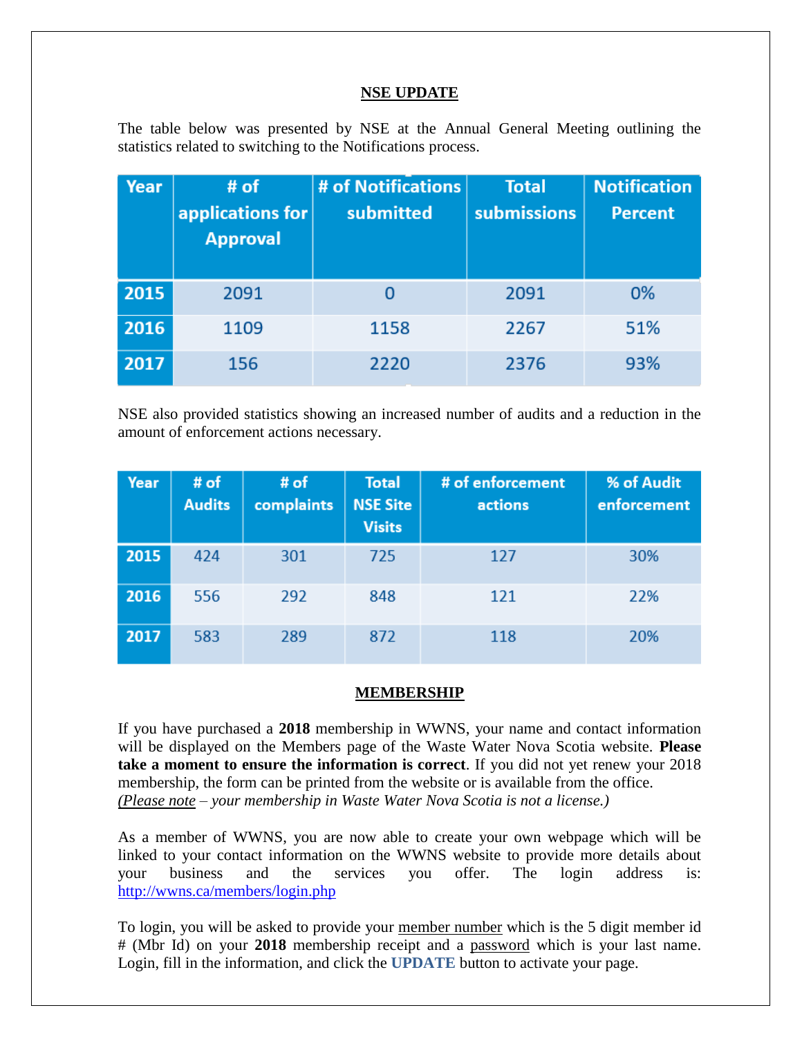## NSE UPDATE

The table below was presented by NSE at the Annual General Meeting outlining the statistics related to switching to the Notifications process.

| Year | # of applications for Approval | # of Notifications submitted | Total submissions | Notification Percent |
|---|---|---|---|---|
| 2015 | 2091 | 0 | 2091 | 0% |
| 2016 | 1109 | 1158 | 2267 | 51% |
| 2017 | 156 | 2220 | 2376 | 93% |

NSE also provided statistics showing an increased number of audits and a reduction in the amount of enforcement actions necessary.

| Year | # of Audits | # of complaints | Total NSE Site Visits | # of enforcement actions | % of Audit enforcement |
|---|---|---|---|---|---|
| 2015 | 424 | 301 | 725 | 127 | 30% |
| 2016 | 556 | 292 | 848 | 121 | 22% |
| 2017 | 583 | 289 | 872 | 118 | 20% |

## MEMBERSHIP

If you have purchased a **2018** membership in WWNS, your name and contact information will be displayed on the Members page of the Waste Water Nova Scotia website. **Please take a moment to ensure the information is correct**. If you did not yet renew your 2018 membership, the form can be printed from the website or is available from the office.
*(Please note – your membership in Waste Water Nova Scotia is not a license.)*

As a member of WWNS, you are now able to create your own webpage which will be linked to your contact information on the WWNS website to provide more details about your business and the services you offer. The login address is: http://wwns.ca/members/login.php

To login, you will be asked to provide your member number which is the 5 digit member id # (Mbr Id) on your **2018** membership receipt and a password which is your last name. Login, fill in the information, and click the **UPDATE** button to activate your page.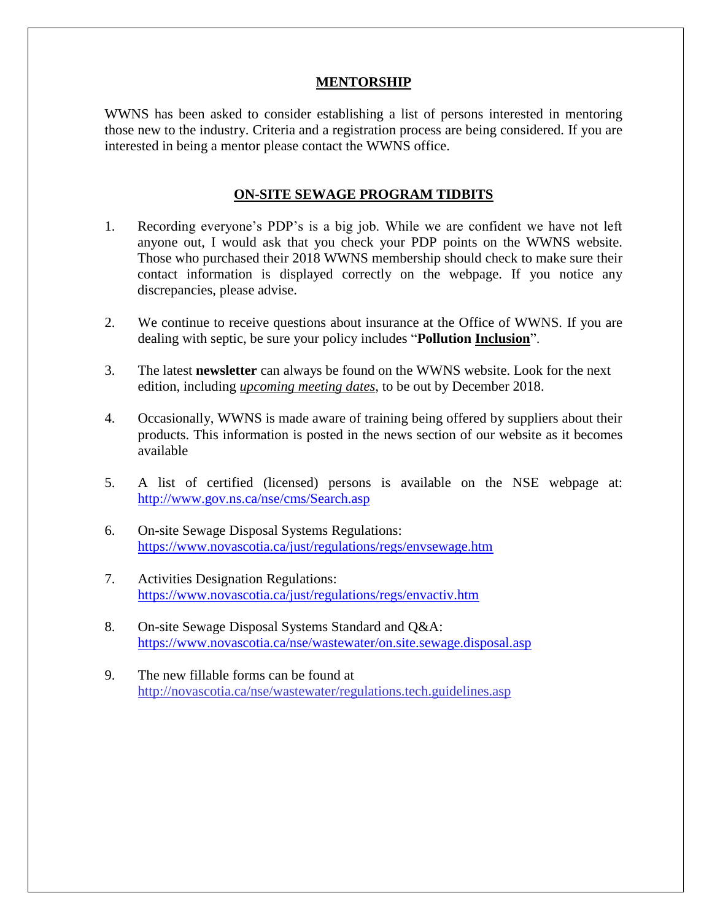## MENTORSHIP

WWNS has been asked to consider establishing a list of persons interested in mentoring those new to the industry. Criteria and a registration process are being considered. If you are interested in being a mentor please contact the WWNS office.

## ON-SITE SEWAGE PROGRAM TIDBITS

1. Recording everyone's PDP's is a big job. While we are confident we have not left anyone out, I would ask that you check your PDP points on the WWNS website. Those who purchased their 2018 WWNS membership should check to make sure their contact information is displayed correctly on the webpage. If you notice any discrepancies, please advise.

2. We continue to receive questions about insurance at the Office of WWNS. If you are dealing with septic, be sure your policy includes "**Pollution Inclusion**".

3. The latest **newsletter** can always be found on the WWNS website. Look for the next edition, including *upcoming meeting dates*, to be out by December 2018.

4. Occasionally, WWNS is made aware of training being offered by suppliers about their products. This information is posted in the news section of our website as it becomes available

5. A list of certified (licensed) persons is available on the NSE webpage at: http://www.gov.ns.ca/nse/cms/Search.asp

6. On-site Sewage Disposal Systems Regulations: https://www.novascotia.ca/just/regulations/regs/envsewage.htm

7. Activities Designation Regulations: https://www.novascotia.ca/just/regulations/regs/envactiv.htm

8. On-site Sewage Disposal Systems Standard and Q&A: https://www.novascotia.ca/nse/wastewater/on.site.sewage.disposal.asp

9. The new fillable forms can be found at http://novascotia.ca/nse/wastewater/regulations.tech.guidelines.asp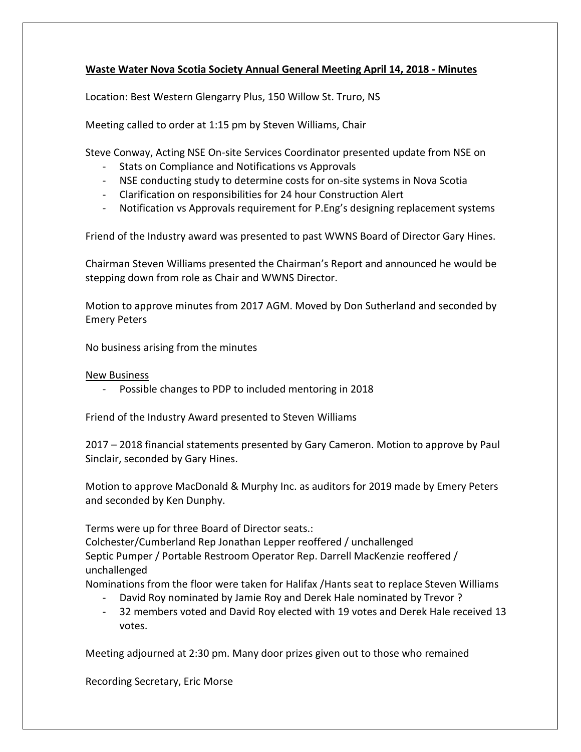**<u>Waste Water Nova Scotia Society Annual General Meeting April 14, 2018 - Minutes</u>**

Location: Best Western Glengarry Plus, 150 Willow St. Truro, NS

Meeting called to order at 1:15 pm by Steven Williams, Chair

Steve Conway, Acting NSE On-site Services Coordinator presented update from NSE on

- Stats on Compliance and Notifications vs Approvals
- NSE conducting study to determine costs for on-site systems in Nova Scotia
- Clarification on responsibilities for 24 hour Construction Alert
- Notification vs Approvals requirement for P.Eng's designing replacement systems

Friend of the Industry award was presented to past WWNS Board of Director Gary Hines.

Chairman Steven Williams presented the Chairman's Report and announced he would be stepping down from role as Chair and WWNS Director.

Motion to approve minutes from 2017 AGM. Moved by Don Sutherland and seconded by Emery Peters

No business arising from the minutes

<u>New Business</u>

- Possible changes to PDP to included mentoring in 2018

Friend of the Industry Award presented to Steven Williams

2017 – 2018 financial statements presented by Gary Cameron. Motion to approve by Paul Sinclair, seconded by Gary Hines.

Motion to approve MacDonald & Murphy Inc. as auditors for 2019 made by Emery Peters and seconded by Ken Dunphy.

Terms were up for three Board of Director seats.:
Colchester/Cumberland Rep Jonathan Lepper reoffered / unchallenged
Septic Pumper / Portable Restroom Operator Rep. Darrell MacKenzie reoffered / unchallenged
Nominations from the floor were taken for Halifax /Hants seat to replace Steven Williams

- David Roy nominated by Jamie Roy and Derek Hale nominated by Trevor ?
- 32 members voted and David Roy elected with 19 votes and Derek Hale received 13 votes.

Meeting adjourned at 2:30 pm. Many door prizes given out to those who remained

Recording Secretary, Eric Morse